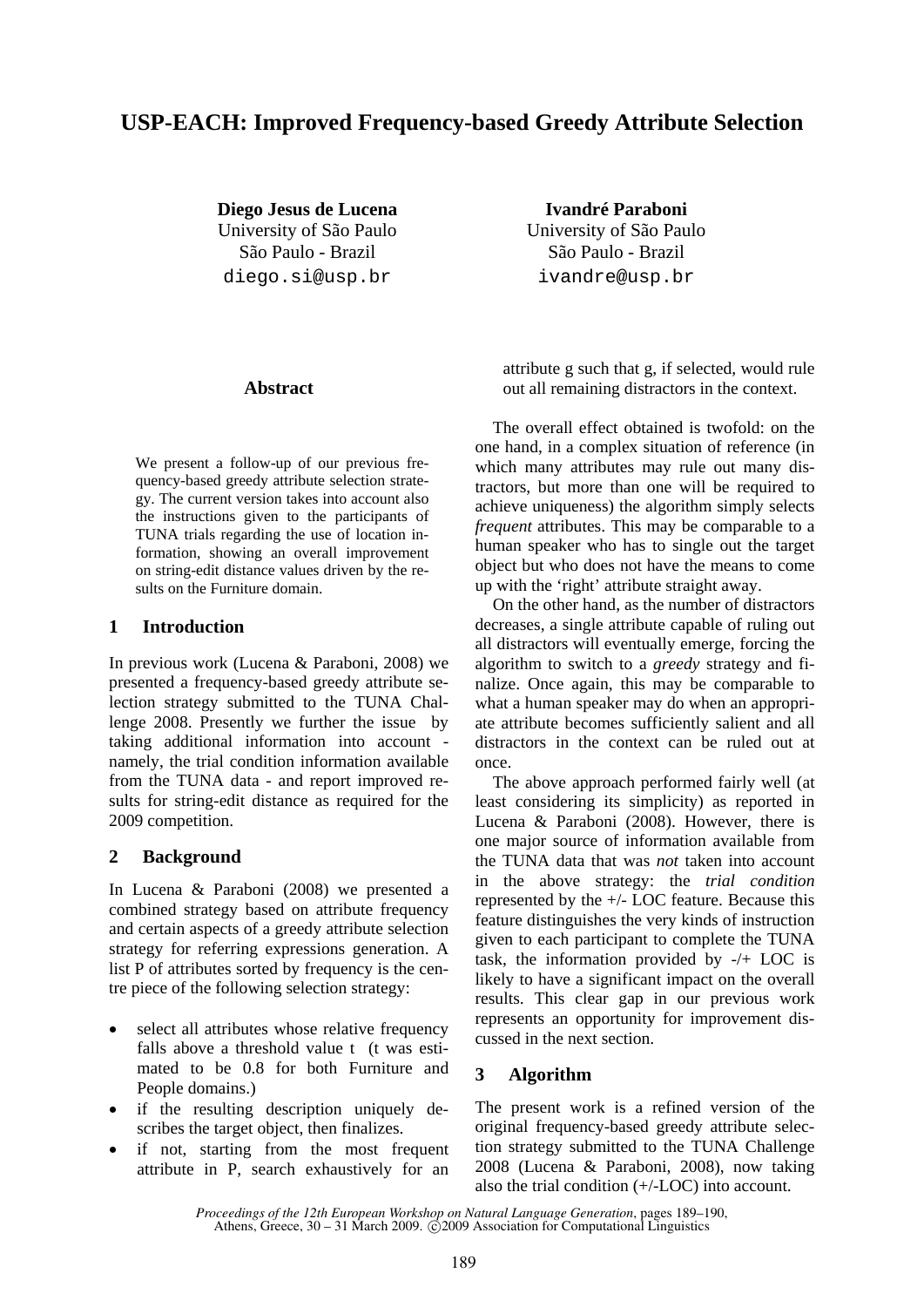# USP-EACH: Improved Frequency-based Greedy Attribute Selection

**Diego Jesus de Lucena**
University of São Paulo
São Paulo - Brazil
diego.si@usp.br

**Ivandré Paraboni**
University of São Paulo
São Paulo - Brazil
ivandre@usp.br

## Abstract

We present a follow-up of our previous frequency-based greedy attribute selection strategy. The current version takes into account also the instructions given to the participants of TUNA trials regarding the use of location information, showing an overall improvement on string-edit distance values driven by the results on the Furniture domain.

## 1 Introduction

In previous work (Lucena & Paraboni, 2008) we presented a frequency-based greedy attribute selection strategy submitted to the TUNA Challenge 2008. Presently we further the issue by taking additional information into account - namely, the trial condition information available from the TUNA data - and report improved results for string-edit distance as required for the 2009 competition.

## 2 Background

In Lucena & Paraboni (2008) we presented a combined strategy based on attribute frequency and certain aspects of a greedy attribute selection strategy for referring expressions generation. A list P of attributes sorted by frequency is the centre piece of the following selection strategy:

- select all attributes whose relative frequency falls above a threshold value t (t was estimated to be 0.8 for both Furniture and People domains.)
- if the resulting description uniquely describes the target object, then finalizes.
- if not, starting from the most frequent attribute in P, search exhaustively for an attribute g such that g, if selected, would rule out all remaining distractors in the context.

The overall effect obtained is twofold: on the one hand, in a complex situation of reference (in which many attributes may rule out many distractors, but more than one will be required to achieve uniqueness) the algorithm simply selects *frequent* attributes. This may be comparable to a human speaker who has to single out the target object but who does not have the means to come up with the 'right' attribute straight away.

On the other hand, as the number of distractors decreases, a single attribute capable of ruling out all distractors will eventually emerge, forcing the algorithm to switch to a *greedy* strategy and finalize. Once again, this may be comparable to what a human speaker may do when an appropriate attribute becomes sufficiently salient and all distractors in the context can be ruled out at once.

The above approach performed fairly well (at least considering its simplicity) as reported in Lucena & Paraboni (2008). However, there is one major source of information available from the TUNA data that was *not* taken into account in the above strategy: the *trial condition* represented by the +/- LOC feature. Because this feature distinguishes the very kinds of instruction given to each participant to complete the TUNA task, the information provided by -/+ LOC is likely to have a significant impact on the overall results. This clear gap in our previous work represents an opportunity for improvement discussed in the next section.

## 3 Algorithm

The present work is a refined version of the original frequency-based greedy attribute selection strategy submitted to the TUNA Challenge 2008 (Lucena & Paraboni, 2008), now taking also the trial condition (+/-LOC) into account.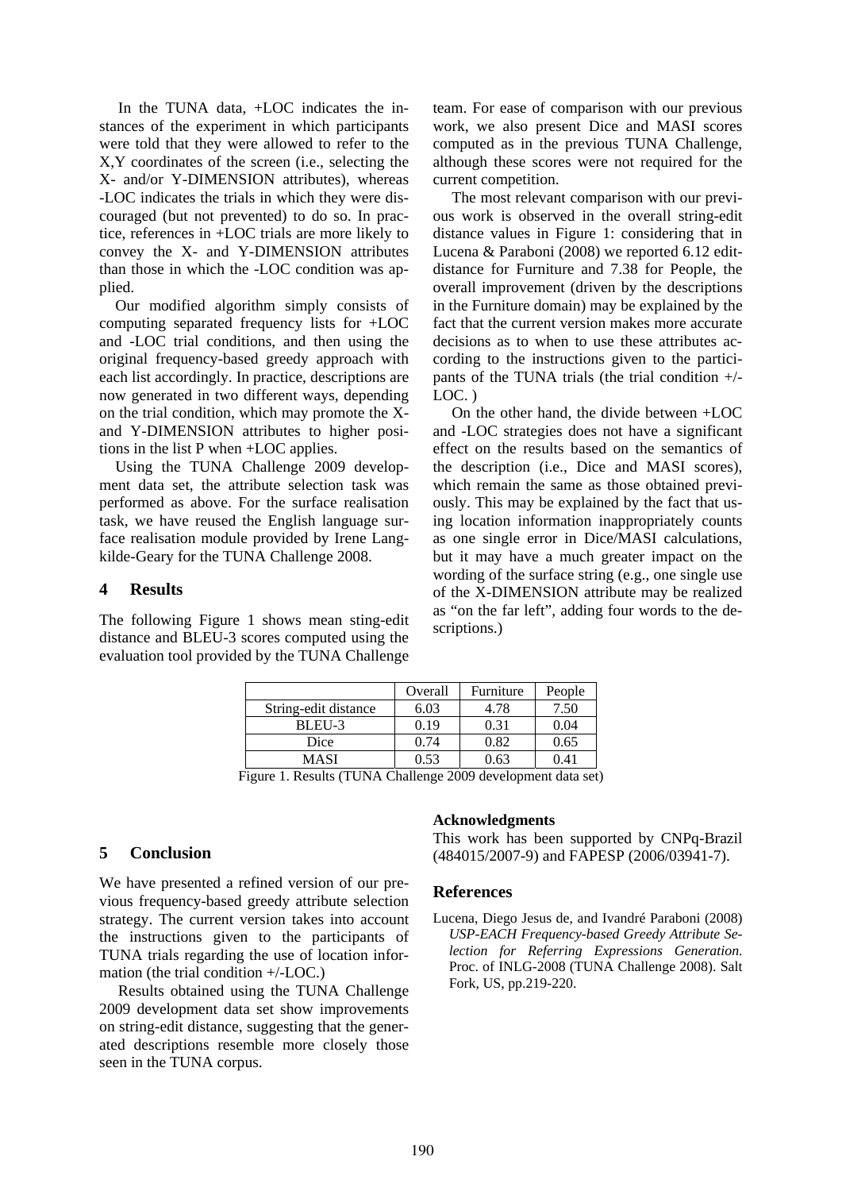In the TUNA data, +LOC indicates the instances of the experiment in which participants were told that they were allowed to refer to the X,Y coordinates of the screen (i.e., selecting the X- and/or Y-DIMENSION attributes), whereas -LOC indicates the trials in which they were discouraged (but not prevented) to do so. In practice, references in +LOC trials are more likely to convey the X- and Y-DIMENSION attributes than those in which the -LOC condition was applied.

Our modified algorithm simply consists of computing separated frequency lists for +LOC and -LOC trial conditions, and then using the original frequency-based greedy approach with each list accordingly. In practice, descriptions are now generated in two different ways, depending on the trial condition, which may promote the X- and Y-DIMENSION attributes to higher positions in the list P when +LOC applies.

Using the TUNA Challenge 2009 development data set, the attribute selection task was performed as above. For the surface realisation task, we have reused the English language surface realisation module provided by Irene Langkilde-Geary for the TUNA Challenge 2008.

## 4 Results

The following Figure 1 shows mean sting-edit distance and BLEU-3 scores computed using the evaluation tool provided by the TUNA Challenge team. For ease of comparison with our previous work, we also present Dice and MASI scores computed as in the previous TUNA Challenge, although these scores were not required for the current competition.

The most relevant comparison with our previous work is observed in the overall string-edit distance values in Figure 1: considering that in Lucena & Paraboni (2008) we reported 6.12 edit-distance for Furniture and 7.38 for People, the overall improvement (driven by the descriptions in the Furniture domain) may be explained by the fact that the current version makes more accurate decisions as to when to use these attributes according to the instructions given to the participants of the TUNA trials (the trial condition +/-LOC. )

On the other hand, the divide between +LOC and -LOC strategies does not have a significant effect on the results based on the semantics of the description (i.e., Dice and MASI scores), which remain the same as those obtained previously. This may be explained by the fact that using location information inappropriately counts as one single error in Dice/MASI calculations, but it may have a much greater impact on the wording of the surface string (e.g., one single use of the X-DIMENSION attribute may be realized as "on the far left", adding four words to the descriptions.)

| | Overall | Furniture | People |
|---|---|---|---|
| String-edit distance | 6.03 | 4.78 | 7.50 |
| BLEU-3 | 0.19 | 0.31 | 0.04 |
| Dice | 0.74 | 0.82 | 0.65 |
| MASI | 0.53 | 0.63 | 0.41 |

Figure 1. Results (TUNA Challenge 2009 development data set)

## 5 Conclusion

We have presented a refined version of our previous frequency-based greedy attribute selection strategy. The current version takes into account the instructions given to the participants of TUNA trials regarding the use of location information (the trial condition +/-LOC.)

Results obtained using the TUNA Challenge 2009 development data set show improvements on string-edit distance, suggesting that the generated descriptions resemble more closely those seen in the TUNA corpus.

### Acknowledgments

This work has been supported by CNPq-Brazil (484015/2007-9) and FAPESP (2006/03941-7).

## References

Lucena, Diego Jesus de, and Ivandré Paraboni (2008) *USP-EACH Frequency-based Greedy Attribute Selection for Referring Expressions Generation.* Proc. of INLG-2008 (TUNA Challenge 2008). Salt Fork, US, pp.219-220.